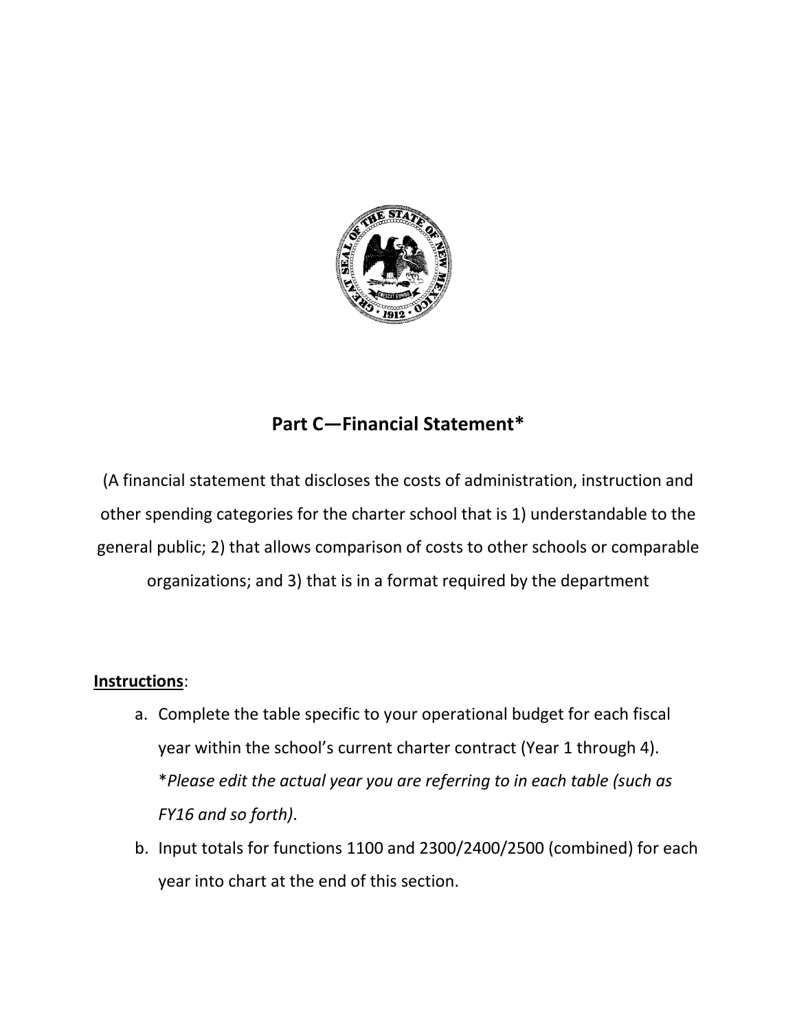## Part C—Financial Statement*

(A financial statement that discloses the costs of administration, instruction and other spending categories for the charter school that is 1) understandable to the general public; 2) that allows comparison of costs to other schools or comparable organizations; and 3) that is in a format required by the department

**Instructions**:

a. Complete the table specific to your operational budget for each fiscal year within the school's current charter contract (Year 1 through 4). **Please edit the actual year you are referring to in each table (such as FY16 and so forth).*
b. Input totals for functions 1100 and 2300/2400/2500 (combined) for each year into chart at the end of this section.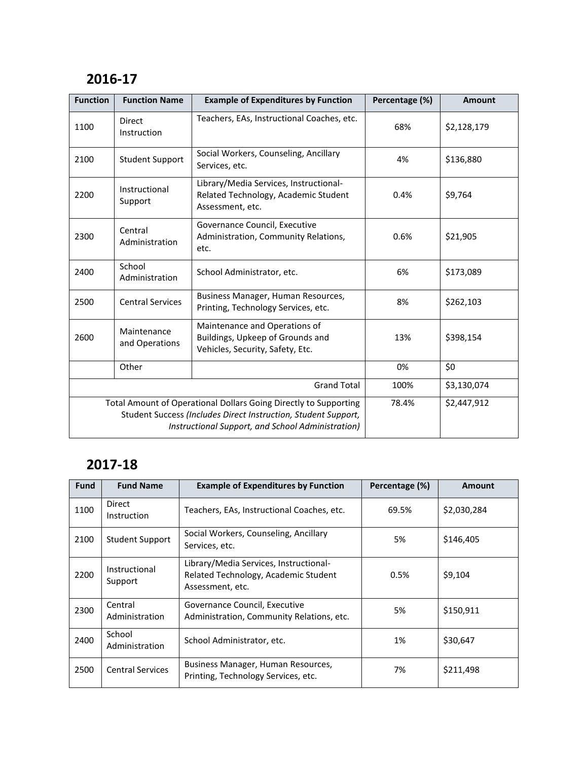## 2016-17

| Function | Function Name | Example of Expenditures by Function | Percentage (%) | Amount |
|---|---|---|---|---|
| 1100 | Direct Instruction | Teachers, EAs, Instructional Coaches, etc. | 68% | $2,128,179 |
| 2100 | Student Support | Social Workers, Counseling, Ancillary Services, etc. | 4% | $136,880 |
| 2200 | Instructional Support | Library/Media Services, Instructional-Related Technology, Academic Student Assessment, etc. | 0.4% | $9,764 |
| 2300 | Central Administration | Governance Council, Executive Administration, Community Relations, etc. | 0.6% | $21,905 |
| 2400 | School Administration | School Administrator, etc. | 6% | $173,089 |
| 2500 | Central Services | Business Manager, Human Resources, Printing, Technology Services, etc. | 8% | $262,103 |
| 2600 | Maintenance and Operations | Maintenance and Operations of Buildings, Upkeep of Grounds and Vehicles, Security, Safety, Etc. | 13% | $398,154 |
| | Other | | 0% | $0 |
| | | Grand Total | 100% | $3,130,074 |
| | | Total Amount of Operational Dollars Going Directly to Supporting Student Success *(Includes Direct Instruction, Student Support, Instructional Support, and School Administration)* | 78.4% | $2,447,912 |

## 2017-18

| Fund | Fund Name | Example of Expenditures by Function | Percentage (%) | Amount |
|---|---|---|---|---|
| 1100 | Direct Instruction | Teachers, EAs, Instructional Coaches, etc. | 69.5% | $2,030,284 |
| 2100 | Student Support | Social Workers, Counseling, Ancillary Services, etc. | 5% | $146,405 |
| 2200 | Instructional Support | Library/Media Services, Instructional-Related Technology, Academic Student Assessment, etc. | 0.5% | $9,104 |
| 2300 | Central Administration | Governance Council, Executive Administration, Community Relations, etc. | 5% | $150,911 |
| 2400 | School Administration | School Administrator, etc. | 1% | $30,647 |
| 2500 | Central Services | Business Manager, Human Resources, Printing, Technology Services, etc. | 7% | $211,498 |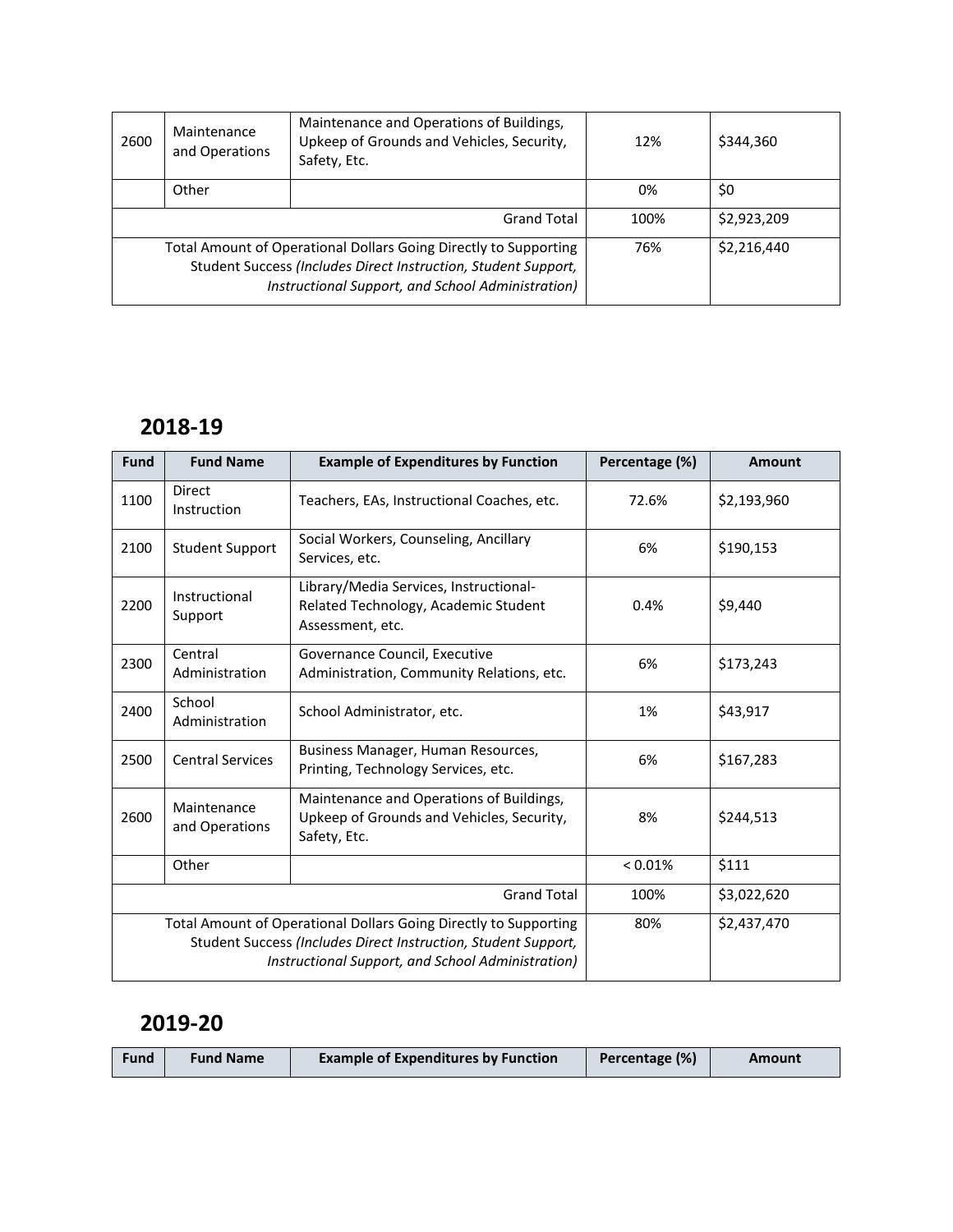| Fund | Fund Name | Example of Expenditures by Function | Percentage (%) | Amount |
|---|---|---|---|---|
| 2600 | Maintenance and Operations | Maintenance and Operations of Buildings, Upkeep of Grounds and Vehicles, Security, Safety, Etc. | 12% | $344,360 |
| | Other | | 0% | $0 |
| | | Grand Total | 100% | $2,923,209 |
| | | Total Amount of Operational Dollars Going Directly to Supporting Student Success *(Includes Direct Instruction, Student Support, Instructional Support, and School Administration)* | 76% | $2,216,440 |

## 2018-19

| Fund | Fund Name | Example of Expenditures by Function | Percentage (%) | Amount |
|---|---|---|---|---|
| 1100 | Direct Instruction | Teachers, EAs, Instructional Coaches, etc. | 72.6% | $2,193,960 |
| 2100 | Student Support | Social Workers, Counseling, Ancillary Services, etc. | 6% | $190,153 |
| 2200 | Instructional Support | Library/Media Services, Instructional-Related Technology, Academic Student Assessment, etc. | 0.4% | $9,440 |
| 2300 | Central Administration | Governance Council, Executive Administration, Community Relations, etc. | 6% | $173,243 |
| 2400 | School Administration | School Administrator, etc. | 1% | $43,917 |
| 2500 | Central Services | Business Manager, Human Resources, Printing, Technology Services, etc. | 6% | $167,283 |
| 2600 | Maintenance and Operations | Maintenance and Operations of Buildings, Upkeep of Grounds and Vehicles, Security, Safety, Etc. | 8% | $244,513 |
| | Other | | < 0.01% | $111 |
| | | Grand Total | 100% | $3,022,620 |
| | | Total Amount of Operational Dollars Going Directly to Supporting Student Success *(Includes Direct Instruction, Student Support, Instructional Support, and School Administration)* | 80% | $2,437,470 |

## 2019-20

| Fund | Fund Name | Example of Expenditures by Function | Percentage (%) | Amount |
|---|---|---|---|---|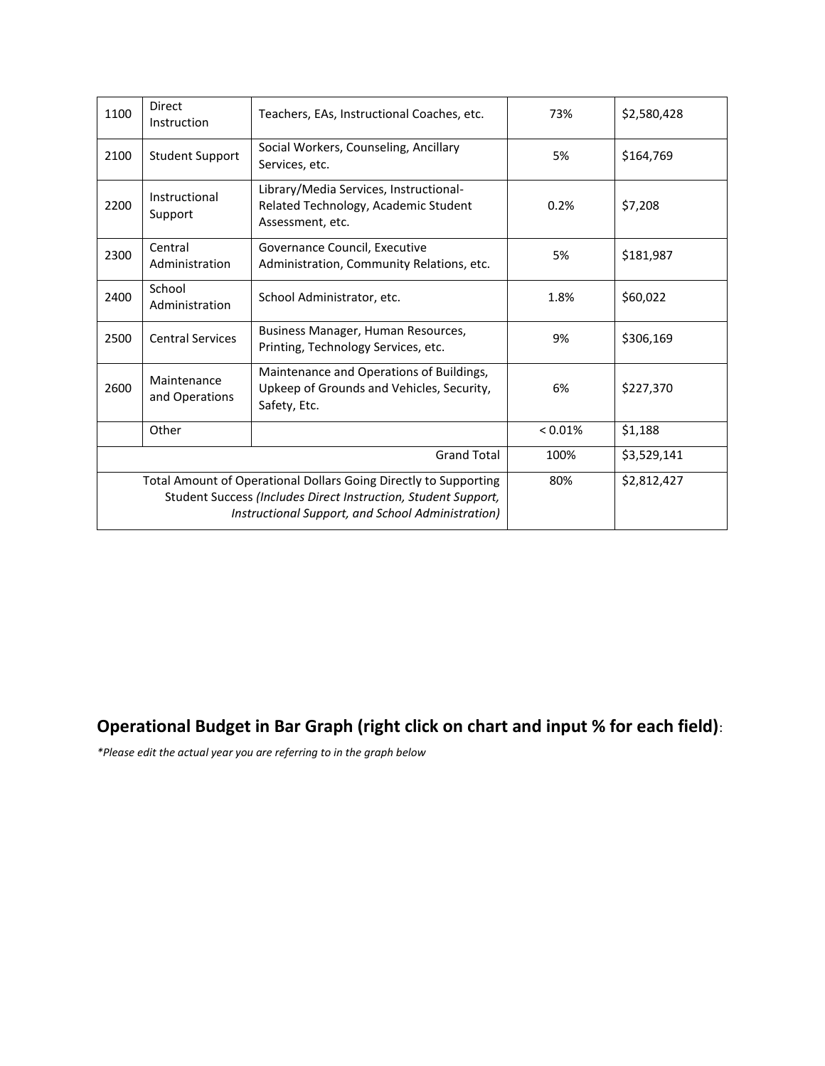| | | | | |
|---|---|---|---|---|
| 1100 | Direct Instruction | Teachers, EAs, Instructional Coaches, etc. | 73% | $2,580,428 |
| 2100 | Student Support | Social Workers, Counseling, Ancillary Services, etc. | 5% | $164,769 |
| 2200 | Instructional Support | Library/Media Services, Instructional-Related Technology, Academic Student Assessment, etc. | 0.2% | $7,208 |
| 2300 | Central Administration | Governance Council, Executive Administration, Community Relations, etc. | 5% | $181,987 |
| 2400 | School Administration | School Administrator, etc. | 1.8% | $60,022 |
| 2500 | Central Services | Business Manager, Human Resources, Printing, Technology Services, etc. | 9% | $306,169 |
| 2600 | Maintenance and Operations | Maintenance and Operations of Buildings, Upkeep of Grounds and Vehicles, Security, Safety, Etc. | 6% | $227,370 |
| | Other | | < 0.01% | $1,188 |
| | | Grand Total | 100% | $3,529,141 |
| | | Total Amount of Operational Dollars Going Directly to Supporting Student Success *(Includes Direct Instruction, Student Support, Instructional Support, and School Administration)* | 80% | $2,812,427 |

## **Operational Budget in Bar Graph (right click on chart and input % for each field)**:

*\*Please edit the actual year you are referring to in the graph below*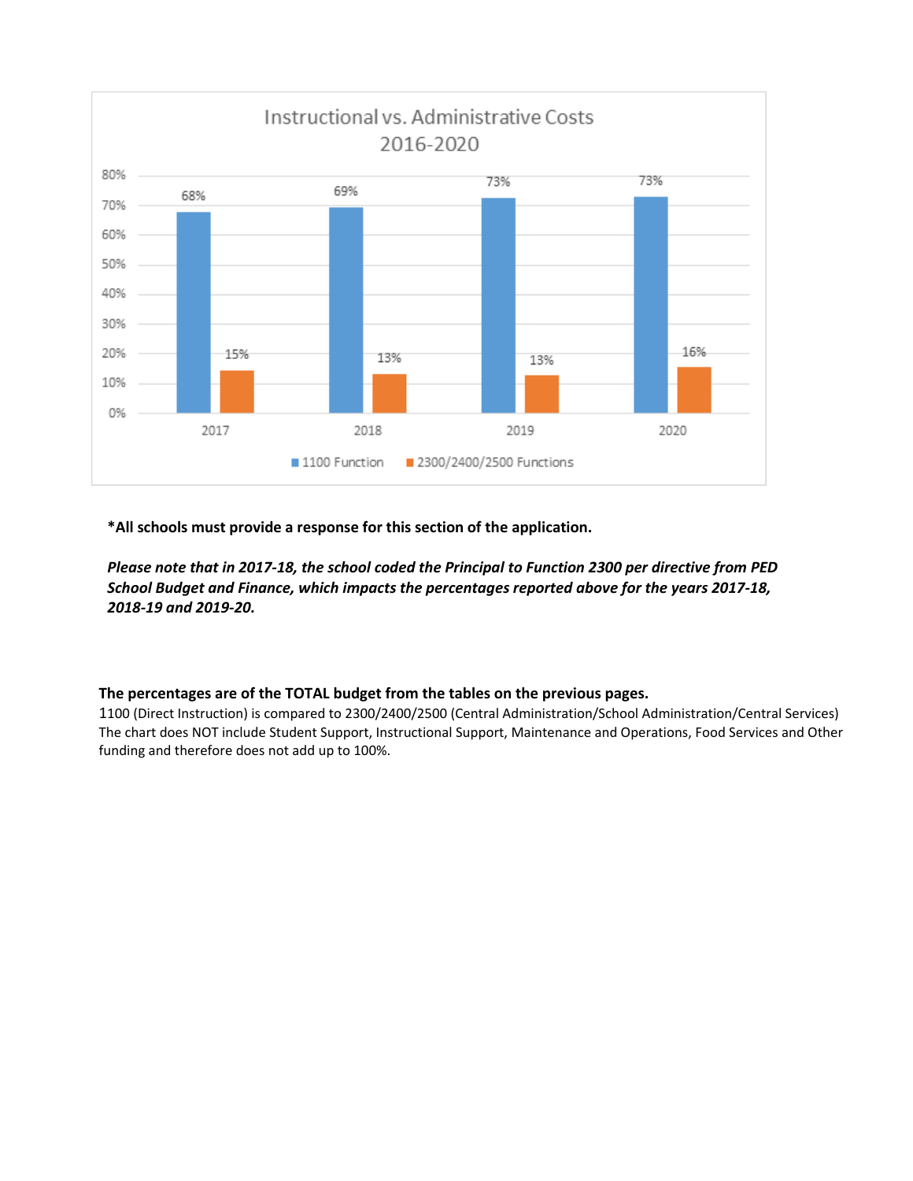Instructional vs. Administrative Costs
2016-2020

80%
70%
60%
50%
40%
30%
20%
10%
0%

68%
15%
69%
13%
73%
13%
73%
16%

2017
2018
2019
2020

1100 Function
2300/2400/2500 Functions

**\*All schools must provide a response for this section of the application.**

***Please note that in 2017-18, the school coded the Principal to Function 2300 per directive from PED School Budget and Finance, which impacts the percentages reported above for the years 2017-18, 2018-19 and 2019-20.***

**The percentages are of the TOTAL budget from the tables on the previous pages.**

1100 (Direct Instruction) is compared to 2300/2400/2500 (Central Administration/School Administration/Central Services) The chart does NOT include Student Support, Instructional Support, Maintenance and Operations, Food Services and Other funding and therefore does not add up to 100%.